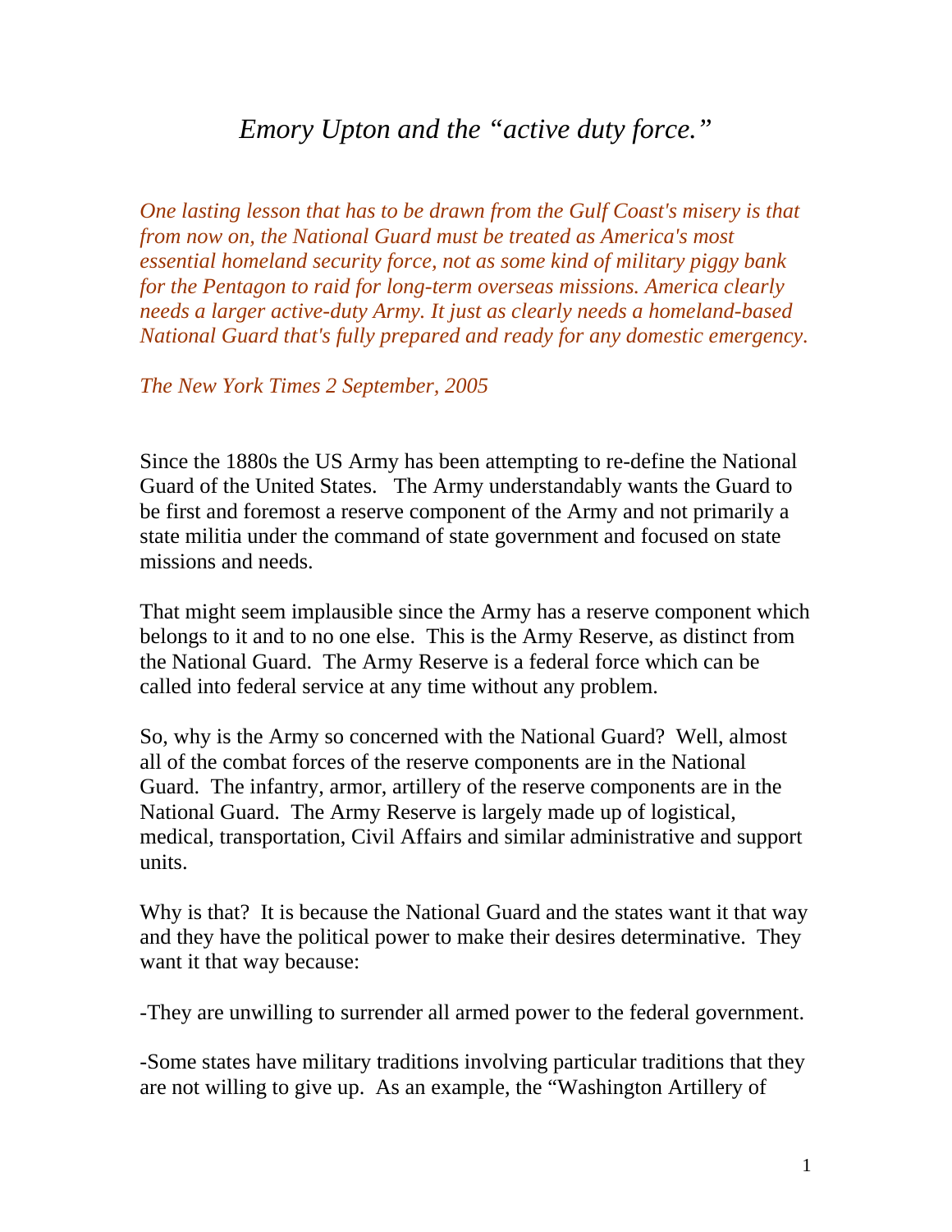# *Emory Upton and the "active duty force."*

*One lasting lesson that has to be drawn from the Gulf Coast's misery is that from now on, the National Guard must be treated as America's most essential homeland security force, not as some kind of military piggy bank for the Pentagon to raid for long-term overseas missions. America clearly needs a larger active-duty Army. It just as clearly needs a homeland-based National Guard that's fully prepared and ready for any domestic emergency.*

*The New York Times 2 September, 2005*

Since the 1880s the US Army has been attempting to re-define the National Guard of the United States. The Army understandably wants the Guard to be first and foremost a reserve component of the Army and not primarily a state militia under the command of state government and focused on state missions and needs.

That might seem implausible since the Army has a reserve component which belongs to it and to no one else. This is the Army Reserve, as distinct from the National Guard. The Army Reserve is a federal force which can be called into federal service at any time without any problem.

So, why is the Army so concerned with the National Guard? Well, almost all of the combat forces of the reserve components are in the National Guard. The infantry, armor, artillery of the reserve components are in the National Guard. The Army Reserve is largely made up of logistical, medical, transportation, Civil Affairs and similar administrative and support units.

Why is that? It is because the National Guard and the states want it that way and they have the political power to make their desires determinative. They want it that way because:

-They are unwilling to surrender all armed power to the federal government.

-Some states have military traditions involving particular traditions that they are not willing to give up. As an example, the "Washington Artillery of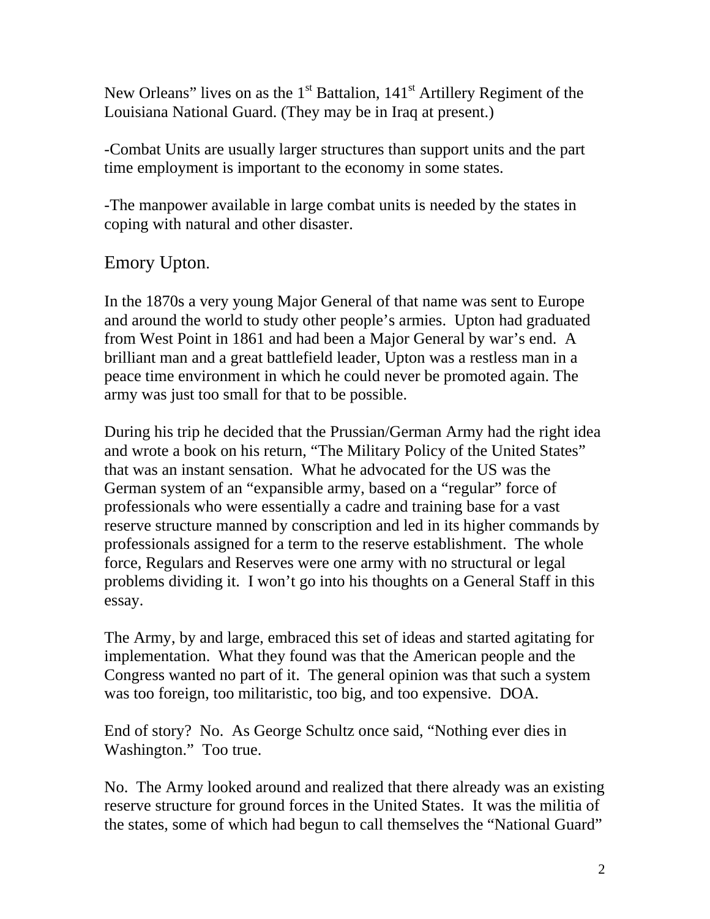New Orleans" lives on as the 1st Battalion, 141st Artillery Regiment of the Louisiana National Guard. (They may be in Iraq at present.)

-Combat Units are usually larger structures than support units and the part time employment is important to the economy in some states.

-The manpower available in large combat units is needed by the states in coping with natural and other disaster.

## Emory Upton.

In the 1870s a very young Major General of that name was sent to Europe and around the world to study other people's armies. Upton had graduated from West Point in 1861 and had been a Major General by war's end. A brilliant man and a great battlefield leader, Upton was a restless man in a peace time environment in which he could never be promoted again. The army was just too small for that to be possible.

During his trip he decided that the Prussian/German Army had the right idea and wrote a book on his return, "The Military Policy of the United States" that was an instant sensation. What he advocated for the US was the German system of an "expansible army, based on a "regular" force of professionals who were essentially a cadre and training base for a vast reserve structure manned by conscription and led in its higher commands by professionals assigned for a term to the reserve establishment. The whole force, Regulars and Reserves were one army with no structural or legal problems dividing it. I won't go into his thoughts on a General Staff in this essay.

The Army, by and large, embraced this set of ideas and started agitating for implementation. What they found was that the American people and the Congress wanted no part of it. The general opinion was that such a system was too foreign, too militaristic, too big, and too expensive. DOA.

End of story? No. As George Schultz once said, "Nothing ever dies in Washington." Too true.

No. The Army looked around and realized that there already was an existing reserve structure for ground forces in the United States. It was the militia of the states, some of which had begun to call themselves the "National Guard"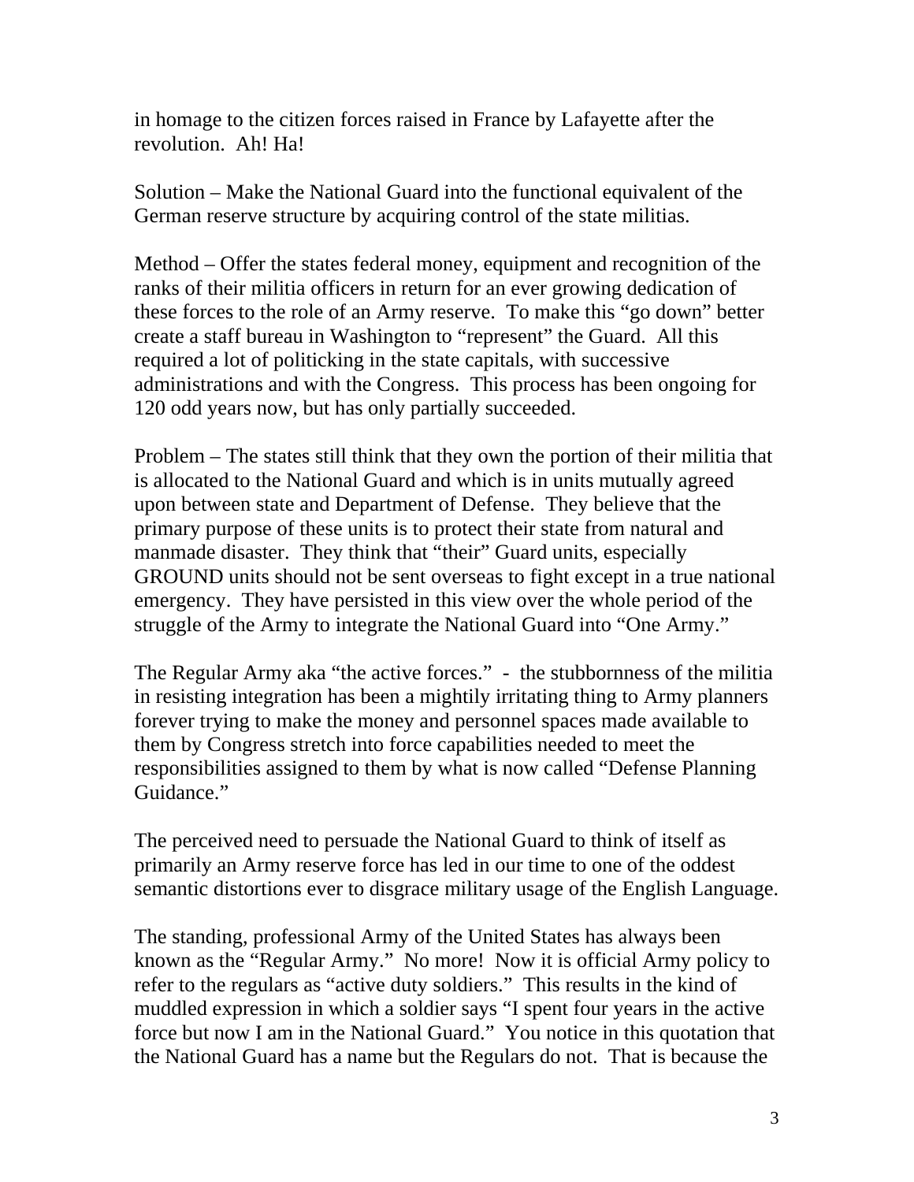in homage to the citizen forces raised in France by Lafayette after the revolution. Ah! Ha!

Solution – Make the National Guard into the functional equivalent of the German reserve structure by acquiring control of the state militias.

Method – Offer the states federal money, equipment and recognition of the ranks of their militia officers in return for an ever growing dedication of these forces to the role of an Army reserve. To make this "go down" better create a staff bureau in Washington to "represent" the Guard. All this required a lot of politicking in the state capitals, with successive administrations and with the Congress. This process has been ongoing for 120 odd years now, but has only partially succeeded.

Problem – The states still think that they own the portion of their militia that is allocated to the National Guard and which is in units mutually agreed upon between state and Department of Defense. They believe that the primary purpose of these units is to protect their state from natural and manmade disaster. They think that "their" Guard units, especially GROUND units should not be sent overseas to fight except in a true national emergency. They have persisted in this view over the whole period of the struggle of the Army to integrate the National Guard into "One Army."

The Regular Army aka "the active forces." - the stubbornness of the militia in resisting integration has been a mightily irritating thing to Army planners forever trying to make the money and personnel spaces made available to them by Congress stretch into force capabilities needed to meet the responsibilities assigned to them by what is now called "Defense Planning Guidance."

The perceived need to persuade the National Guard to think of itself as primarily an Army reserve force has led in our time to one of the oddest semantic distortions ever to disgrace military usage of the English Language.

The standing, professional Army of the United States has always been known as the "Regular Army." No more! Now it is official Army policy to refer to the regulars as "active duty soldiers." This results in the kind of muddled expression in which a soldier says "I spent four years in the active force but now I am in the National Guard." You notice in this quotation that the National Guard has a name but the Regulars do not. That is because the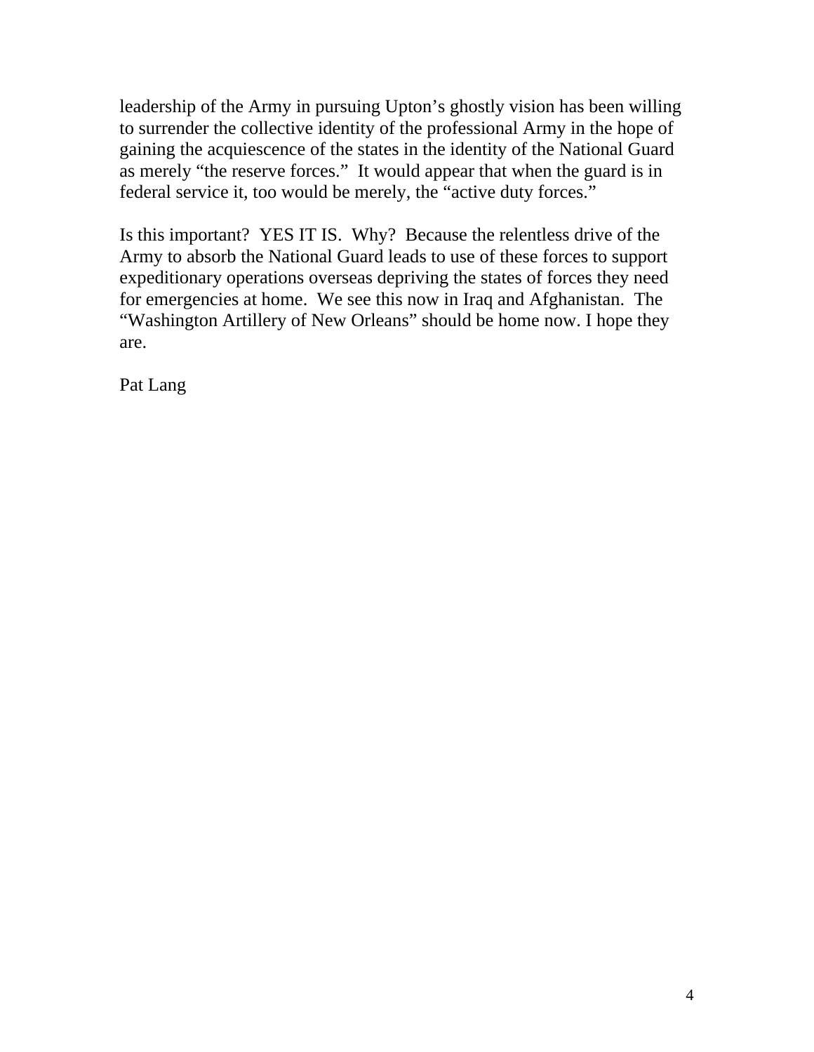leadership of the Army in pursuing Upton's ghostly vision has been willing to surrender the collective identity of the professional Army in the hope of gaining the acquiescence of the states in the identity of the National Guard as merely "the reserve forces." It would appear that when the guard is in federal service it, too would be merely, the "active duty forces."

Is this important? YES IT IS. Why? Because the relentless drive of the Army to absorb the National Guard leads to use of these forces to support expeditionary operations overseas depriving the states of forces they need for emergencies at home. We see this now in Iraq and Afghanistan. The "Washington Artillery of New Orleans" should be home now. I hope they are.

Pat Lang